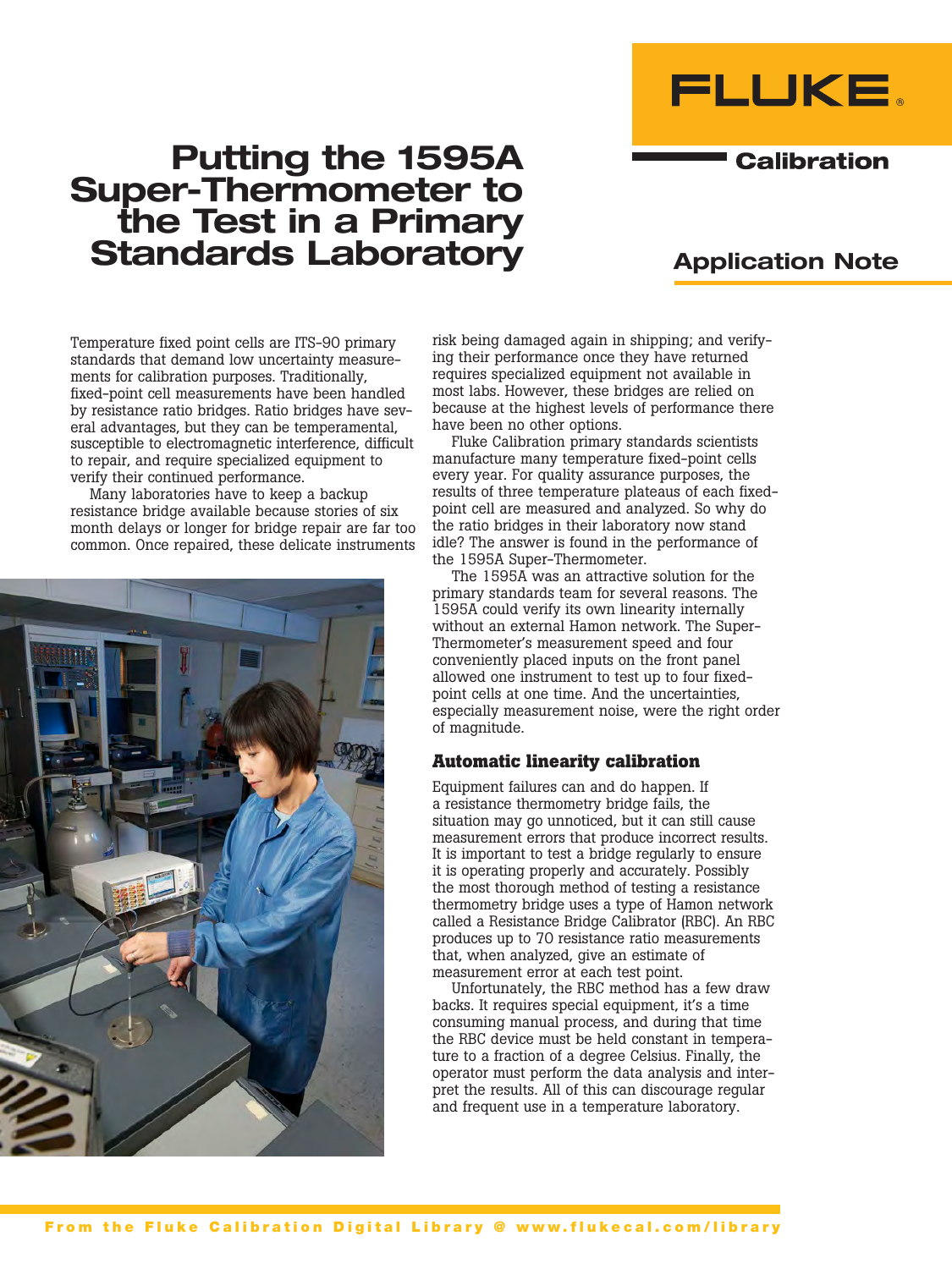# Putting the 1595A Super-Thermometer to the Test in a Primary Standards Laboratory

Calibration

Application Note

Temperature fixed point cells are ITS-90 primary standards that demand low uncertainty measurements for calibration purposes. Traditionally, fixed-point cell measurements have been handled by resistance ratio bridges. Ratio bridges have several advantages, but they can be temperamental, susceptible to electromagnetic interference, difficult to repair, and require specialized equipment to verify their continued performance.

Many laboratories have to keep a backup resistance bridge available because stories of six month delays or longer for bridge repair are far too common. Once repaired, these delicate instruments risk being damaged again in shipping; and verifying their performance once they have returned requires specialized equipment not available in most labs. However, these bridges are relied on because at the highest levels of performance there have been no other options.

Fluke Calibration primary standards scientists manufacture many temperature fixed-point cells every year. For quality assurance purposes, the results of three temperature plateaus of each fixed-point cell are measured and analyzed. So why do the ratio bridges in their laboratory now stand idle? The answer is found in the performance of the 1595A Super-Thermometer.

The 1595A was an attractive solution for the primary standards team for several reasons. The 1595A could verify its own linearity internally without an external Hamon network. The Super-Thermometer's measurement speed and four conveniently placed inputs on the front panel allowed one instrument to test up to four fixed-point cells at one time. And the uncertainties, especially measurement noise, were the right order of magnitude.

## Automatic linearity calibration

Equipment failures can and do happen. If a resistance thermometry bridge fails, the situation may go unnoticed, but it can still cause measurement errors that produce incorrect results. It is important to test a bridge regularly to ensure it is operating properly and accurately. Possibly the most thorough method of testing a resistance thermometry bridge uses a type of Hamon network called a Resistance Bridge Calibrator (RBC). An RBC produces up to 70 resistance ratio measurements that, when analyzed, give an estimate of measurement error at each test point.

Unfortunately, the RBC method has a few draw backs. It requires special equipment, it's a time consuming manual process, and during that time the RBC device must be held constant in temperature to a fraction of a degree Celsius. Finally, the operator must perform the data analysis and interpret the results. All of this can discourage regular and frequent use in a temperature laboratory.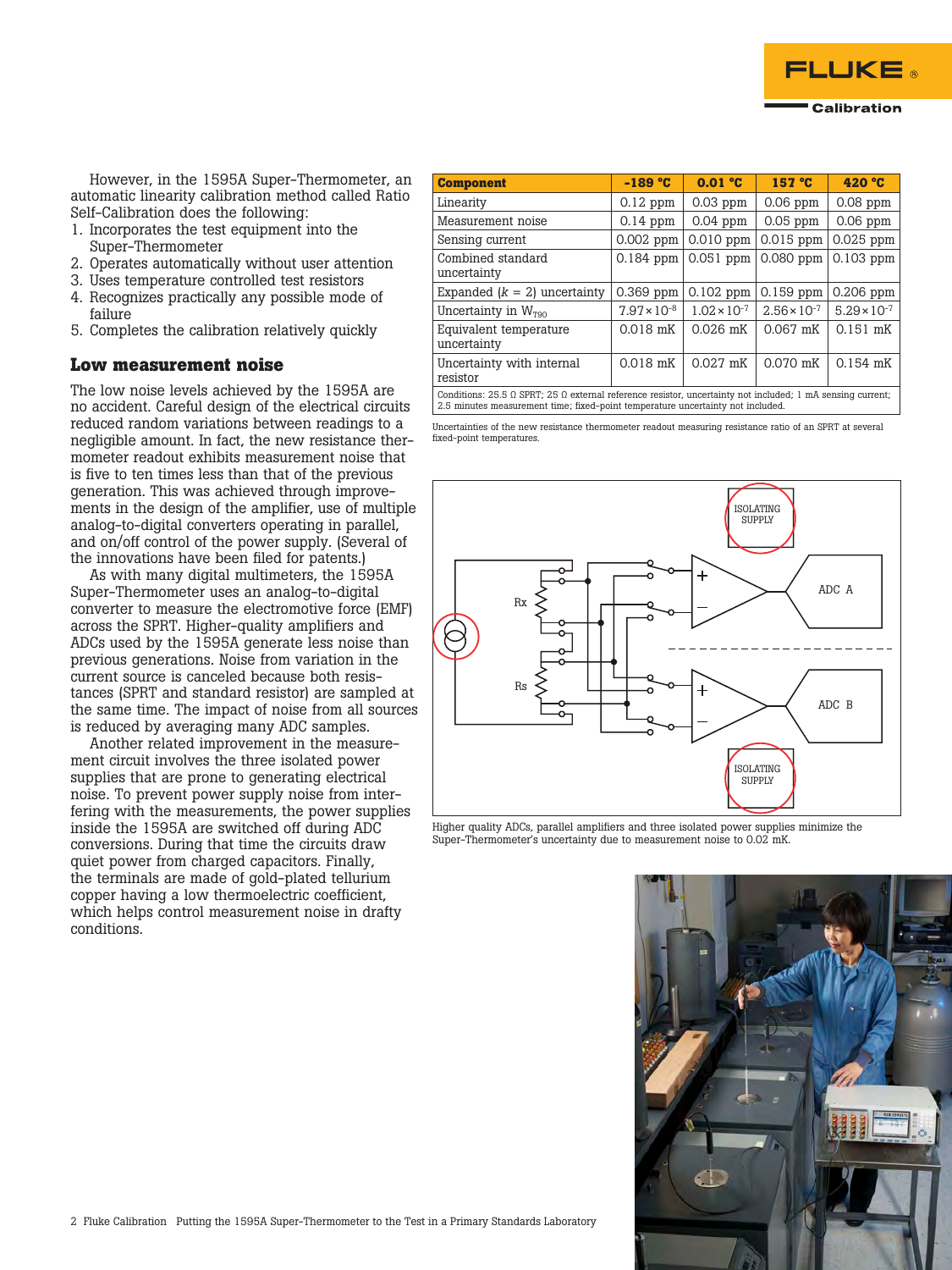However, in the 1595A Super-Thermometer, an automatic linearity calibration method called Ratio Self-Calibration does the following:

1. Incorporates the test equipment into the Super-Thermometer
2. Operates automatically without user attention
3. Uses temperature controlled test resistors
4. Recognizes practically any possible mode of failure
5. Completes the calibration relatively quickly

## Low measurement noise

The low noise levels achieved by the 1595A are no accident. Careful design of the electrical circuits reduced random variations between readings to a negligible amount. In fact, the new resistance thermometer readout exhibits measurement noise that is five to ten times less than that of the previous generation. This was achieved through improvements in the design of the amplifier, use of multiple analog-to-digital converters operating in parallel, and on/off control of the power supply. (Several of the innovations have been filed for patents.)

As with many digital multimeters, the 1595A Super-Thermometer uses an analog-to-digital converter to measure the electromotive force (EMF) across the SPRT. Higher-quality amplifiers and ADCs used by the 1595A generate less noise than previous generations. Noise from variation in the current source is canceled because both resistances (SPRT and standard resistor) are sampled at the same time. The impact of noise from all sources is reduced by averaging many ADC samples.

Another related improvement in the measurement circuit involves the three isolated power supplies that are prone to generating electrical noise. To prevent power supply noise from interfering with the measurements, the power supplies inside the 1595A are switched off during ADC conversions. During that time the circuits draw quiet power from charged capacitors. Finally, the terminals are made of gold-plated tellurium copper having a low thermoelectric coefficient, which helps control measurement noise in drafty conditions.

| Component | -189 °C | 0.01 °C | 157 °C | 420 °C |
|---|---|---|---|---|
| Linearity | 0.12 ppm | 0.03 ppm | 0.06 ppm | 0.08 ppm |
| Measurement noise | 0.14 ppm | 0.04 ppm | 0.05 ppm | 0.06 ppm |
| Sensing current | 0.002 ppm | 0.010 ppm | 0.015 ppm | 0.025 ppm |
| Combined standard uncertainty | 0.184 ppm | 0.051 ppm | 0.080 ppm | 0.103 ppm |
| Expanded ($k$ = 2) uncertainty | 0.369 ppm | 0.102 ppm | 0.159 ppm | 0.206 ppm |
| Uncertainty in $W_{T90}$ | $7.97 \times 10^{-8}$ | $1.02 \times 10^{-7}$ | $2.56 \times 10^{-7}$ | $5.29 \times 10^{-7}$ |
| Equivalent temperature uncertainty | 0.018 mK | 0.026 mK | 0.067 mK | 0.151 mK |
| Uncertainty with internal resistor | 0.018 mK | 0.027 mK | 0.070 mK | 0.154 mK |

Conditions: 25.5 Ω SPRT; 25 Ω external reference resistor, uncertainty not included; 1 mA sensing current; 2.5 minutes measurement time; fixed-point temperature uncertainty not included.

Uncertainties of the new resistance thermometer readout measuring resistance ratio of an SPRT at several fixed-point temperatures.

Higher quality ADCs, parallel amplifiers and three isolated power supplies minimize the Super-Thermometer's uncertainty due to measurement noise to 0.02 mK.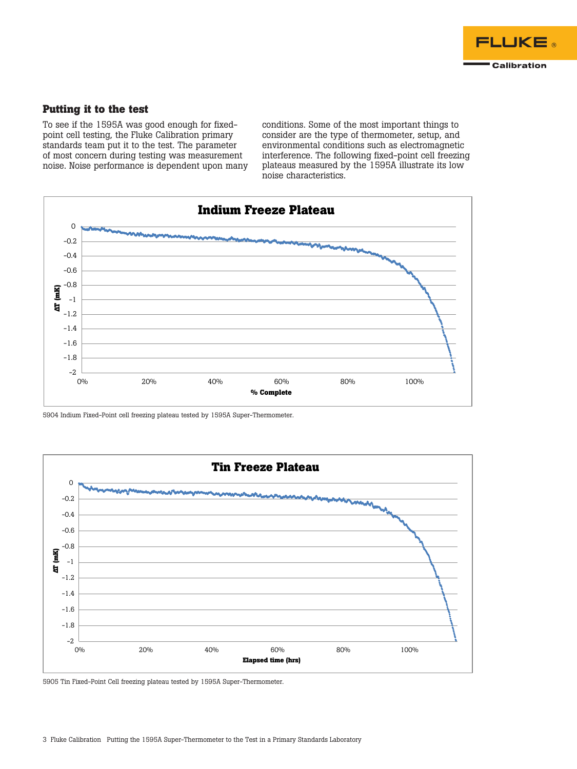## Putting it to the test

To see if the 1595A was good enough for fixed-point cell testing, the Fluke Calibration primary standards team put it to the test. The parameter of most concern during testing was measurement noise. Noise performance is dependent upon many conditions. Some of the most important things to consider are the type of thermometer, setup, and environmental conditions such as electromagnetic interference. The following fixed-point cell freezing plateaus measured by the 1595A illustrate its low noise characteristics.

5904 Indium Fixed-Point cell freezing plateau tested by 1595A Super-Thermometer.

5905 Tin Fixed-Point Cell freezing plateau tested by 1595A Super-Thermometer.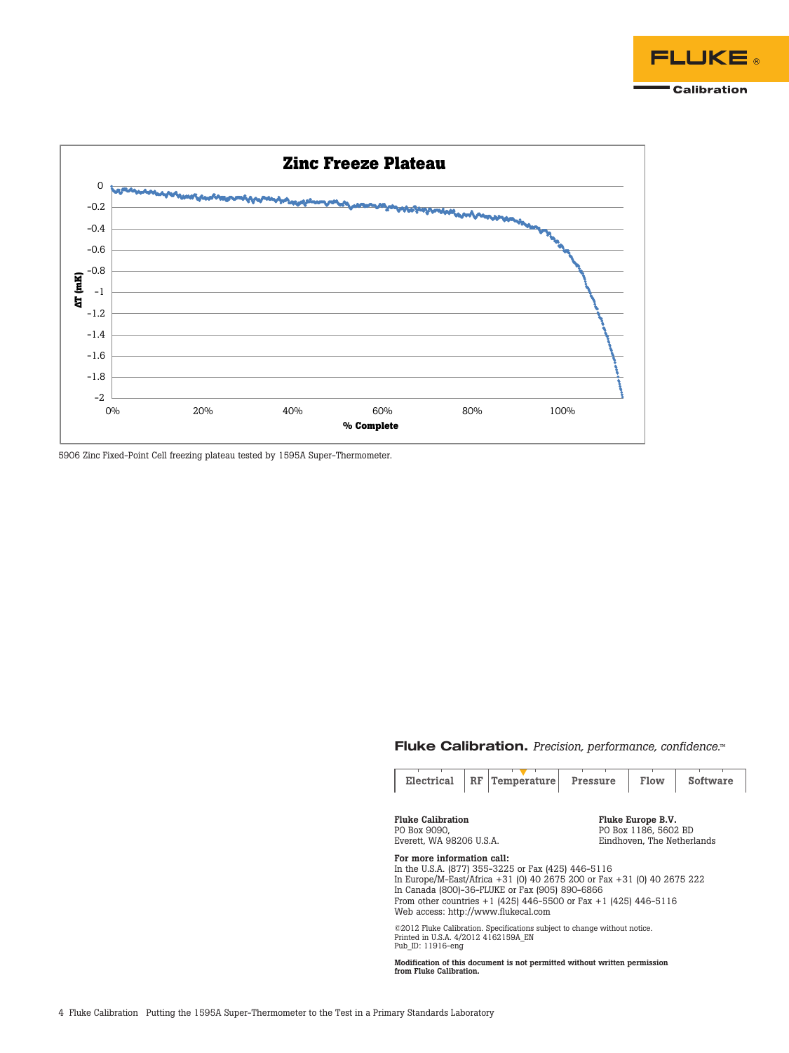**Zinc Freeze Plateau**

0
-0.2
-0.4
-0.6
-0.8
-1
-1.2
-1.4
-1.6
-1.8
-2

ΔT (mK)

0%
20%
40%
60%
80%
100%

% Complete

5906 Zinc Fixed-Point Cell freezing plateau tested by 1595A Super-Thermometer.

**Fluke Calibration.** *Precision, performance, confidence.*™

Electrical | RF | Temperature | Pressure | Flow | Software

**Fluke Calibration**
PO Box 9090,
Everett, WA 98206 U.S.A.

**Fluke Europe B.V.**
PO Box 1186, 5602 BD
Eindhoven, The Netherlands

**For more information call:**
In the U.S.A. (877) 355-3225 or Fax (425) 446-5116
In Europe/M-East/Africa +31 (0) 40 2675 200 or Fax +31 (0) 40 2675 222
In Canada (800)-36-FLUKE or Fax (905) 890-6866
From other countries +1 (425) 446-5500 or Fax +1 (425) 446-5116
Web access: http://www.flukecal.com

©2012 Fluke Calibration. Specifications subject to change without notice.
Printed in U.S.A. 4/2012 4162159A_EN
Pub_ID: 11916-eng

**Modification of this document is not permitted without written permission from Fluke Calibration.**